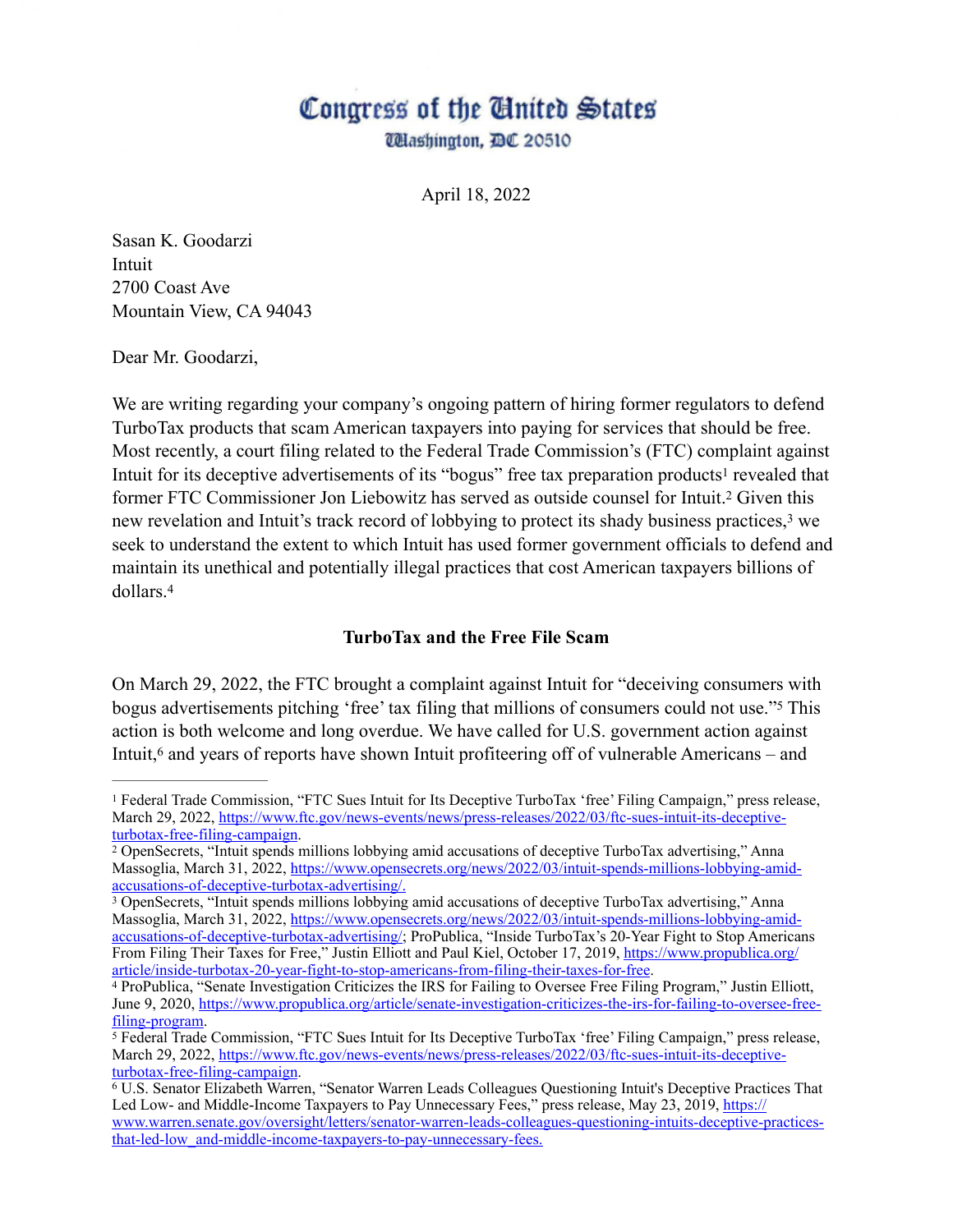# Congress of the United States

Washington, DC 20510

April 18, 2022

Sasan K. Goodarzi
Intuit
2700 Coast Ave
Mountain View, CA 94043

Dear Mr. Goodarzi,

We are writing regarding your company's ongoing pattern of hiring former regulators to defend TurboTax products that scam American taxpayers into paying for services that should be free. Most recently, a court filing related to the Federal Trade Commission's (FTC) complaint against Intuit for its deceptive advertisements of its "bogus" free tax preparation products[1] revealed that former FTC Commissioner Jon Liebowitz has served as outside counsel for Intuit.[2] Given this new revelation and Intuit's track record of lobbying to protect its shady business practices,[3] we seek to understand the extent to which Intuit has used former government officials to defend and maintain its unethical and potentially illegal practices that cost American taxpayers billions of dollars.[4]

### TurboTax and the Free File Scam

On March 29, 2022, the FTC brought a complaint against Intuit for "deceiving consumers with bogus advertisements pitching 'free' tax filing that millions of consumers could not use."[5] This action is both welcome and long overdue. We have called for U.S. government action against Intuit,[6] and years of reports have shown Intuit profiteering off of vulnerable Americans – and

---

[1] Federal Trade Commission, "FTC Sues Intuit for Its Deceptive TurboTax 'free' Filing Campaign," press release, March 29, 2022, https://www.ftc.gov/news-events/news/press-releases/2022/03/ftc-sues-intuit-its-deceptive-turbotax-free-filing-campaign.

[2] OpenSecrets, "Intuit spends millions lobbying amid accusations of deceptive TurboTax advertising," Anna Massoglia, March 31, 2022, https://www.opensecrets.org/news/2022/03/intuit-spends-millions-lobbying-amid-accusations-of-deceptive-turbotax-advertising/.

[3] OpenSecrets, "Intuit spends millions lobbying amid accusations of deceptive TurboTax advertising," Anna Massoglia, March 31, 2022, https://www.opensecrets.org/news/2022/03/intuit-spends-millions-lobbying-amid-accusations-of-deceptive-turbotax-advertising/; ProPublica, "Inside TurboTax's 20-Year Fight to Stop Americans From Filing Their Taxes for Free," Justin Elliott and Paul Kiel, October 17, 2019, https://www.propublica.org/article/inside-turbotax-20-year-fight-to-stop-americans-from-filing-their-taxes-for-free.

[4] ProPublica, "Senate Investigation Criticizes the IRS for Failing to Oversee Free Filing Program," Justin Elliott, June 9, 2020, https://www.propublica.org/article/senate-investigation-criticizes-the-irs-for-failing-to-oversee-free-filing-program.

[5] Federal Trade Commission, "FTC Sues Intuit for Its Deceptive TurboTax 'free' Filing Campaign," press release, March 29, 2022, https://www.ftc.gov/news-events/news/press-releases/2022/03/ftc-sues-intuit-its-deceptive-turbotax-free-filing-campaign.

[6] U.S. Senator Elizabeth Warren, "Senator Warren Leads Colleagues Questioning Intuit's Deceptive Practices That Led Low- and Middle-Income Taxpayers to Pay Unnecessary Fees," press release, May 23, 2019, https://www.warren.senate.gov/oversight/letters/senator-warren-leads-colleagues-questioning-intuits-deceptive-practices-that-led-low_and-middle-income-taxpayers-to-pay-unnecessary-fees.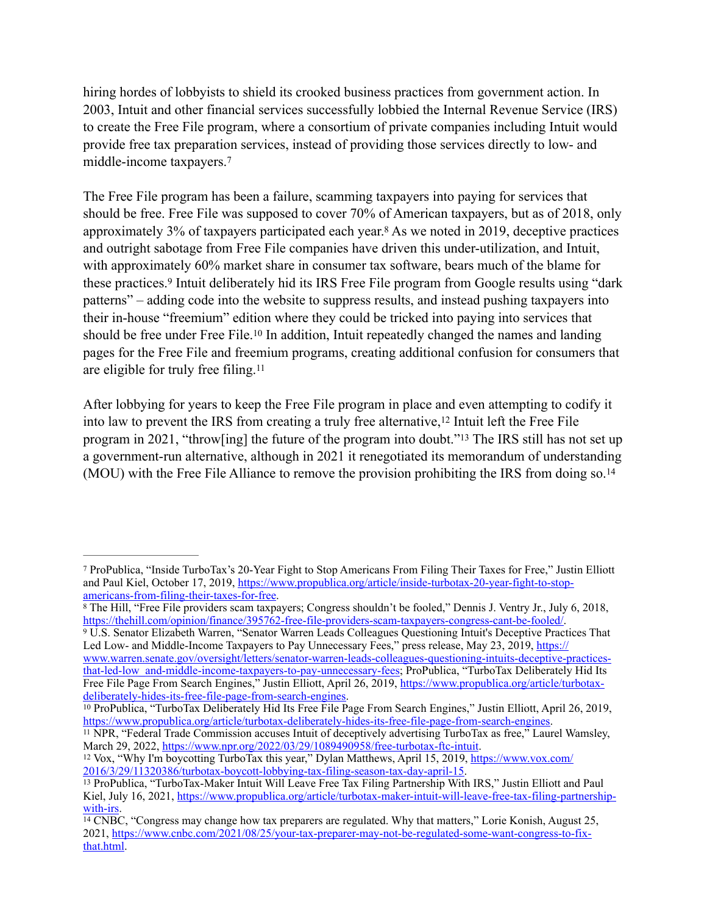hiring hordes of lobbyists to shield its crooked business practices from government action. In 2003, Intuit and other financial services successfully lobbied the Internal Revenue Service (IRS) to create the Free File program, where a consortium of private companies including Intuit would provide free tax preparation services, instead of providing those services directly to low- and middle-income taxpayers.[7]

The Free File program has been a failure, scamming taxpayers into paying for services that should be free. Free File was supposed to cover 70% of American taxpayers, but as of 2018, only approximately 3% of taxpayers participated each year.[8] As we noted in 2019, deceptive practices and outright sabotage from Free File companies have driven this under-utilization, and Intuit, with approximately 60% market share in consumer tax software, bears much of the blame for these practices.[9] Intuit deliberately hid its IRS Free File program from Google results using "dark patterns" – adding code into the website to suppress results, and instead pushing taxpayers into their in-house "freemium" edition where they could be tricked into paying into services that should be free under Free File.[10] In addition, Intuit repeatedly changed the names and landing pages for the Free File and freemium programs, creating additional confusion for consumers that are eligible for truly free filing.[11]

After lobbying for years to keep the Free File program in place and even attempting to codify it into law to prevent the IRS from creating a truly free alternative,[12] Intuit left the Free File program in 2021, "throw[ing] the future of the program into doubt."[13] The IRS still has not set up a government-run alternative, although in 2021 it renegotiated its memorandum of understanding (MOU) with the Free File Alliance to remove the provision prohibiting the IRS from doing so.[14]

---

[7] ProPublica, "Inside TurboTax's 20-Year Fight to Stop Americans From Filing Their Taxes for Free," Justin Elliott and Paul Kiel, October 17, 2019, https://www.propublica.org/article/inside-turbotax-20-year-fight-to-stop-americans-from-filing-their-taxes-for-free.

[8] The Hill, "Free File providers scam taxpayers; Congress shouldn't be fooled," Dennis J. Ventry Jr., July 6, 2018, https://thehill.com/opinion/finance/395762-free-file-providers-scam-taxpayers-congress-cant-be-fooled/.

[9] U.S. Senator Elizabeth Warren, "Senator Warren Leads Colleagues Questioning Intuit's Deceptive Practices That Led Low- and Middle-Income Taxpayers to Pay Unnecessary Fees," press release, May 23, 2019, https://www.warren.senate.gov/oversight/letters/senator-warren-leads-colleagues-questioning-intuits-deceptive-practices-that-led-low_and-middle-income-taxpayers-to-pay-unnecessary-fees; ProPublica, "TurboTax Deliberately Hid Its Free File Page From Search Engines," Justin Elliott, April 26, 2019, https://www.propublica.org/article/turbotax-deliberately-hides-its-free-file-page-from-search-engines.

[10] ProPublica, "TurboTax Deliberately Hid Its Free File Page From Search Engines," Justin Elliott, April 26, 2019, https://www.propublica.org/article/turbotax-deliberately-hides-its-free-file-page-from-search-engines.

[11] NPR, "Federal Trade Commission accuses Intuit of deceptively advertising TurboTax as free," Laurel Wamsley, March 29, 2022, https://www.npr.org/2022/03/29/1089490958/free-turbotax-ftc-intuit.

[12] Vox, "Why I'm boycotting TurboTax this year," Dylan Matthews, April 15, 2019, https://www.vox.com/2016/3/29/11320386/turbotax-boycott-lobbying-tax-filing-season-tax-day-april-15.

[13] ProPublica, "TurboTax-Maker Intuit Will Leave Free Tax Filing Partnership With IRS," Justin Elliott and Paul Kiel, July 16, 2021, https://www.propublica.org/article/turbotax-maker-intuit-will-leave-free-tax-filing-partnership-with-irs.

[14] CNBC, "Congress may change how tax preparers are regulated. Why that matters," Lorie Konish, August 25, 2021, https://www.cnbc.com/2021/08/25/your-tax-preparer-may-not-be-regulated-some-want-congress-to-fix-that.html.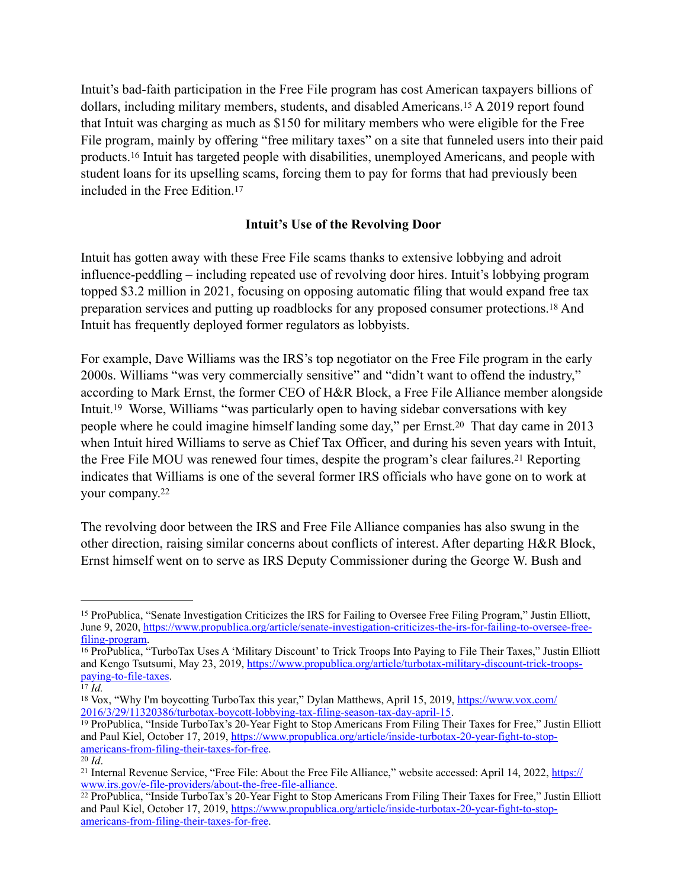Intuit's bad-faith participation in the Free File program has cost American taxpayers billions of dollars, including military members, students, and disabled Americans.[15] A 2019 report found that Intuit was charging as much as $150 for military members who were eligible for the Free File program, mainly by offering "free military taxes" on a site that funneled users into their paid products.[16] Intuit has targeted people with disabilities, unemployed Americans, and people with student loans for its upselling scams, forcing them to pay for forms that had previously been included in the Free Edition.[17]

### Intuit's Use of the Revolving Door

Intuit has gotten away with these Free File scams thanks to extensive lobbying and adroit influence-peddling – including repeated use of revolving door hires. Intuit's lobbying program topped $3.2 million in 2021, focusing on opposing automatic filing that would expand free tax preparation services and putting up roadblocks for any proposed consumer protections.[18] And Intuit has frequently deployed former regulators as lobbyists.

For example, Dave Williams was the IRS's top negotiator on the Free File program in the early 2000s. Williams "was very commercially sensitive" and "didn't want to offend the industry," according to Mark Ernst, the former CEO of H&R Block, a Free File Alliance member alongside Intuit.[19] Worse, Williams "was particularly open to having sidebar conversations with key people where he could imagine himself landing some day," per Ernst.[20] That day came in 2013 when Intuit hired Williams to serve as Chief Tax Officer, and during his seven years with Intuit, the Free File MOU was renewed four times, despite the program's clear failures.[21] Reporting indicates that Williams is one of the several former IRS officials who have gone on to work at your company.[22]

The revolving door between the IRS and Free File Alliance companies has also swung in the other direction, raising similar concerns about conflicts of interest. After departing H&R Block, Ernst himself went on to serve as IRS Deputy Commissioner during the George W. Bush and

---

[15] ProPublica, "Senate Investigation Criticizes the IRS for Failing to Oversee Free Filing Program," Justin Elliott, June 9, 2020, https://www.propublica.org/article/senate-investigation-criticizes-the-irs-for-failing-to-oversee-free-filing-program.

[16] ProPublica, "TurboTax Uses A 'Military Discount' to Trick Troops Into Paying to File Their Taxes," Justin Elliott and Kengo Tsutsumi, May 23, 2019, https://www.propublica.org/article/turbotax-military-discount-trick-troops-paying-to-file-taxes.

[17] *Id.*

[18] Vox, "Why I'm boycotting TurboTax this year," Dylan Matthews, April 15, 2019, https://www.vox.com/2016/3/29/11320386/turbotax-boycott-lobbying-tax-filing-season-tax-day-april-15.

[19] ProPublica, "Inside TurboTax's 20-Year Fight to Stop Americans From Filing Their Taxes for Free," Justin Elliott and Paul Kiel, October 17, 2019, https://www.propublica.org/article/inside-turbotax-20-year-fight-to-stop-americans-from-filing-their-taxes-for-free.

[20] *Id*.

[21] Internal Revenue Service, "Free File: About the Free File Alliance," website accessed: April 14, 2022, https://www.irs.gov/e-file-providers/about-the-free-file-alliance.

[22] ProPublica, "Inside TurboTax's 20-Year Fight to Stop Americans From Filing Their Taxes for Free," Justin Elliott and Paul Kiel, October 17, 2019, https://www.propublica.org/article/inside-turbotax-20-year-fight-to-stop-americans-from-filing-their-taxes-for-free.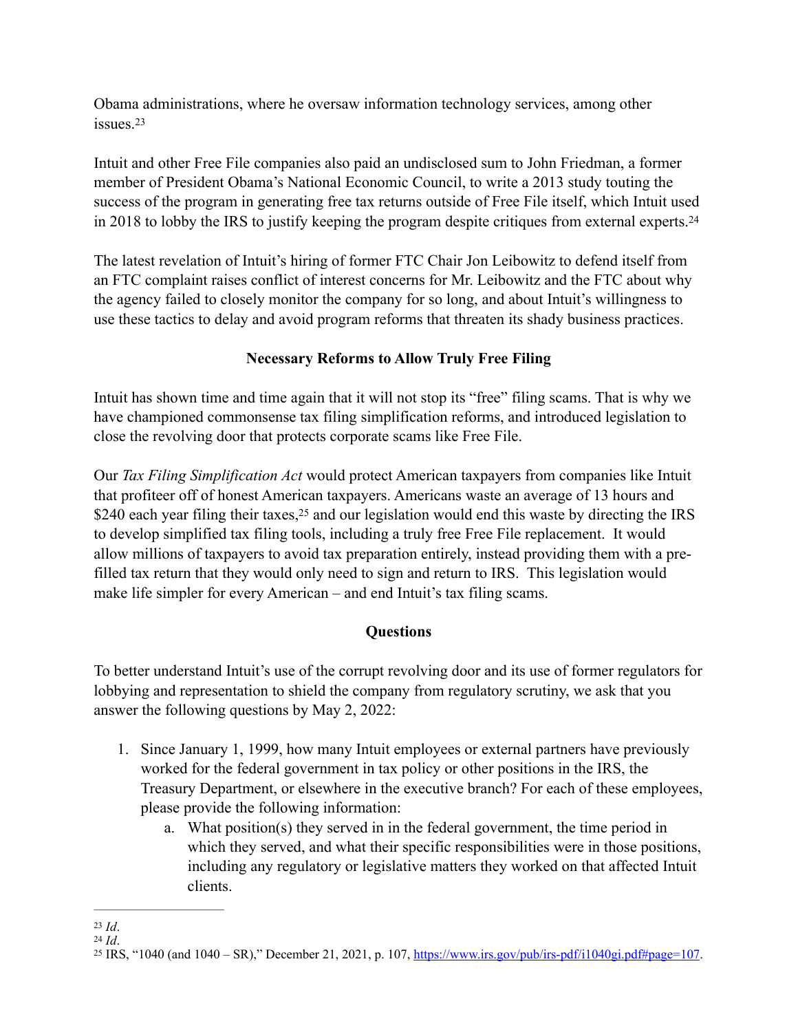Obama administrations, where he oversaw information technology services, among other issues.[23]

Intuit and other Free File companies also paid an undisclosed sum to John Friedman, a former member of President Obama's National Economic Council, to write a 2013 study touting the success of the program in generating free tax returns outside of Free File itself, which Intuit used in 2018 to lobby the IRS to justify keeping the program despite critiques from external experts.[24]

The latest revelation of Intuit's hiring of former FTC Chair Jon Leibowitz to defend itself from an FTC complaint raises conflict of interest concerns for Mr. Leibowitz and the FTC about why the agency failed to closely monitor the company for so long, and about Intuit's willingness to use these tactics to delay and avoid program reforms that threaten its shady business practices.

**Necessary Reforms to Allow Truly Free Filing**

Intuit has shown time and time again that it will not stop its "free" filing scams. That is why we have championed commonsense tax filing simplification reforms, and introduced legislation to close the revolving door that protects corporate scams like Free File.

Our *Tax Filing Simplification Act* would protect American taxpayers from companies like Intuit that profiteer off of honest American taxpayers. Americans waste an average of 13 hours and $240 each year filing their taxes,[25] and our legislation would end this waste by directing the IRS to develop simplified tax filing tools, including a truly free Free File replacement. It would allow millions of taxpayers to avoid tax preparation entirely, instead providing them with a pre-filled tax return that they would only need to sign and return to IRS. This legislation would make life simpler for every American – and end Intuit's tax filing scams.

**Questions**

To better understand Intuit's use of the corrupt revolving door and its use of former regulators for lobbying and representation to shield the company from regulatory scrutiny, we ask that you answer the following questions by May 2, 2022:

1. Since January 1, 1999, how many Intuit employees or external partners have previously worked for the federal government in tax policy or other positions in the IRS, the Treasury Department, or elsewhere in the executive branch? For each of these employees, please provide the following information:
   a. What position(s) they served in in the federal government, the time period in which they served, and what their specific responsibilities were in those positions, including any regulatory or legislative matters they worked on that affected Intuit clients.

---

[23] *Id*.

[24] *Id*.

[25] IRS, "1040 (and 1040 – SR)," December 21, 2021, p. 107, https://www.irs.gov/pub/irs-pdf/i1040gi.pdf#page=107.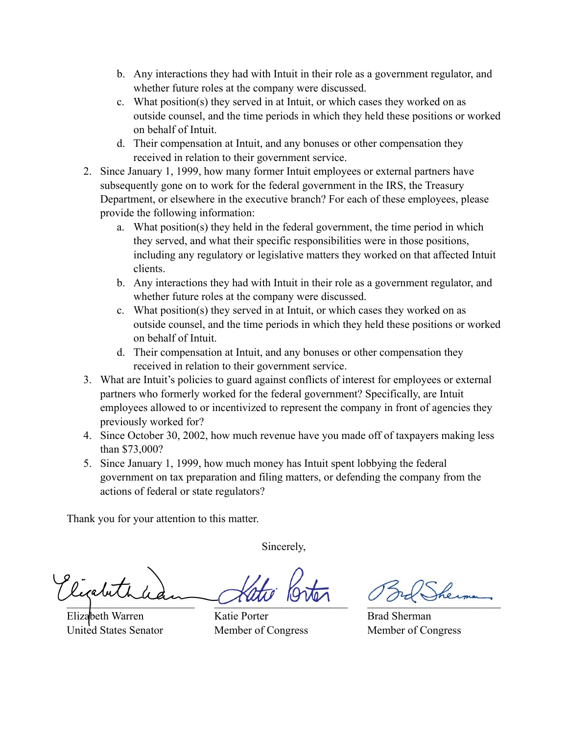b. Any interactions they had with Intuit in their role as a government regulator, and whether future roles at the company were discussed.
   c. What position(s) they served in at Intuit, or which cases they worked on as outside counsel, and the time periods in which they held these positions or worked on behalf of Intuit.
   d. Their compensation at Intuit, and any bonuses or other compensation they received in relation to their government service.

2. Since January 1, 1999, how many former Intuit employees or external partners have subsequently gone on to work for the federal government in the IRS, the Treasury Department, or elsewhere in the executive branch? For each of these employees, please provide the following information:
   a. What position(s) they held in the federal government, the time period in which they served, and what their specific responsibilities were in those positions, including any regulatory or legislative matters they worked on that affected Intuit clients.
   b. Any interactions they had with Intuit in their role as a government regulator, and whether future roles at the company were discussed.
   c. What position(s) they served in at Intuit, or which cases they worked on as outside counsel, and the time periods in which they held these positions or worked on behalf of Intuit.
   d. Their compensation at Intuit, and any bonuses or other compensation they received in relation to their government service.
3. What are Intuit's policies to guard against conflicts of interest for employees or external partners who formerly worked for the federal government? Specifically, are Intuit employees allowed to or incentivized to represent the company in front of agencies they previously worked for?
4. Since October 30, 2002, how much revenue have you made off of taxpayers making less than $73,000?
5. Since January 1, 1999, how much money has Intuit spent lobbying the federal government on tax preparation and filing matters, or defending the company from the actions of federal or state regulators?

Thank you for your attention to this matter.

Sincerely,

Elizabeth Warren
United States Senator

Katie Porter
Member of Congress

Brad Sherman
Member of Congress